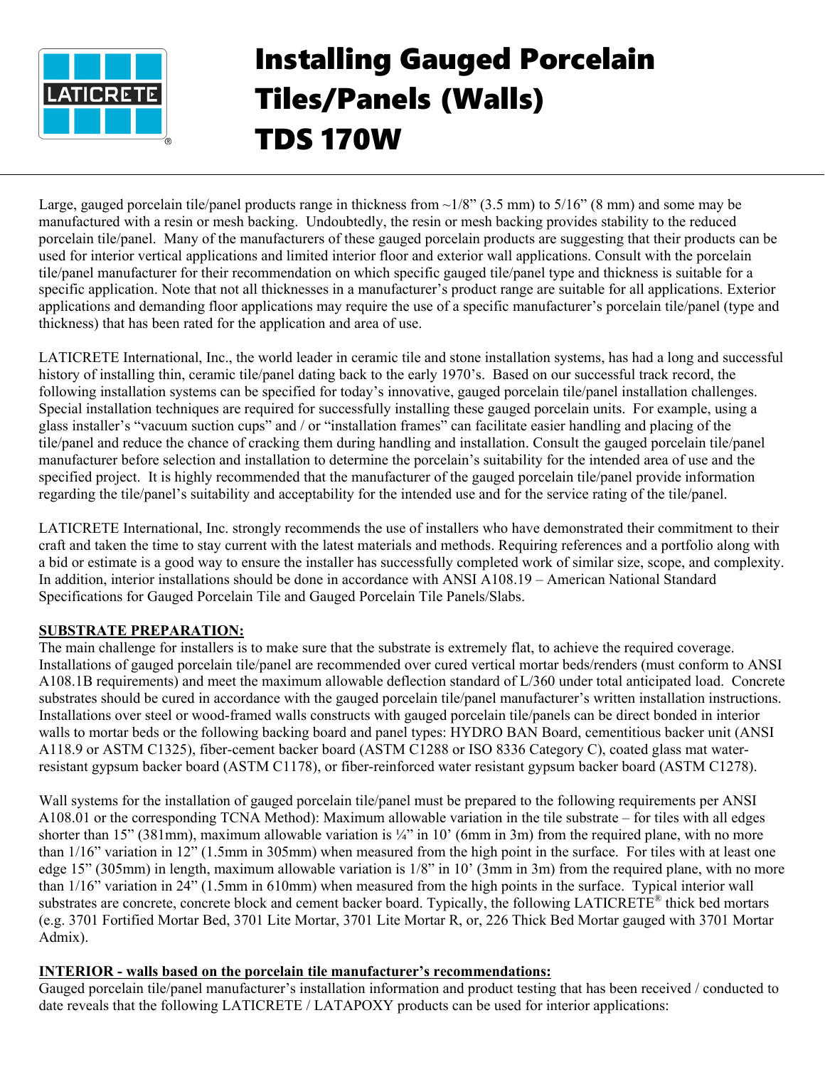# Installing Gauged Porcelain Tiles/Panels (Walls) TDS 170W

Large, gauged porcelain tile/panel products range in thickness from ~1/8" (3.5 mm) to 5/16" (8 mm) and some may be manufactured with a resin or mesh backing. Undoubtedly, the resin or mesh backing provides stability to the reduced porcelain tile/panel. Many of the manufacturers of these gauged porcelain products are suggesting that their products can be used for interior vertical applications and limited interior floor and exterior wall applications. Consult with the porcelain tile/panel manufacturer for their recommendation on which specific gauged tile/panel type and thickness is suitable for a specific application. Note that not all thicknesses in a manufacturer's product range are suitable for all applications. Exterior applications and demanding floor applications may require the use of a specific manufacturer's porcelain tile/panel (type and thickness) that has been rated for the application and area of use.

LATICRETE International, Inc., the world leader in ceramic tile and stone installation systems, has had a long and successful history of installing thin, ceramic tile/panel dating back to the early 1970's. Based on our successful track record, the following installation systems can be specified for today's innovative, gauged porcelain tile/panel installation challenges. Special installation techniques are required for successfully installing these gauged porcelain units. For example, using a glass installer's "vacuum suction cups" and / or "installation frames" can facilitate easier handling and placing of the tile/panel and reduce the chance of cracking them during handling and installation. Consult the gauged porcelain tile/panel manufacturer before selection and installation to determine the porcelain's suitability for the intended area of use and the specified project. It is highly recommended that the manufacturer of the gauged porcelain tile/panel provide information regarding the tile/panel's suitability and acceptability for the intended use and for the service rating of the tile/panel.

LATICRETE International, Inc. strongly recommends the use of installers who have demonstrated their commitment to their craft and taken the time to stay current with the latest materials and methods. Requiring references and a portfolio along with a bid or estimate is a good way to ensure the installer has successfully completed work of similar size, scope, and complexity. In addition, interior installations should be done in accordance with ANSI A108.19 – American National Standard Specifications for Gauged Porcelain Tile and Gauged Porcelain Tile Panels/Slabs.

**SUBSTRATE PREPARATION:**

The main challenge for installers is to make sure that the substrate is extremely flat, to achieve the required coverage. Installations of gauged porcelain tile/panel are recommended over cured vertical mortar beds/renders (must conform to ANSI A108.1B requirements) and meet the maximum allowable deflection standard of L/360 under total anticipated load. Concrete substrates should be cured in accordance with the gauged porcelain tile/panel manufacturer's written installation instructions. Installations over steel or wood-framed walls constructs with gauged porcelain tile/panels can be direct bonded in interior walls to mortar beds or the following backing board and panel types: HYDRO BAN Board, cementitious backer unit (ANSI A118.9 or ASTM C1325), fiber-cement backer board (ASTM C1288 or ISO 8336 Category C), coated glass mat water-resistant gypsum backer board (ASTM C1178), or fiber-reinforced water resistant gypsum backer board (ASTM C1278).

Wall systems for the installation of gauged porcelain tile/panel must be prepared to the following requirements per ANSI A108.01 or the corresponding TCNA Method): Maximum allowable variation in the tile substrate – for tiles with all edges shorter than 15" (381mm), maximum allowable variation is ¼" in 10' (6mm in 3m) from the required plane, with no more than 1/16" variation in 12" (1.5mm in 305mm) when measured from the high point in the surface. For tiles with at least one edge 15" (305mm) in length, maximum allowable variation is 1/8" in 10' (3mm in 3m) from the required plane, with no more than 1/16" variation in 24" (1.5mm in 610mm) when measured from the high points in the surface. Typical interior wall substrates are concrete, concrete block and cement backer board. Typically, the following LATICRETE® thick bed mortars (e.g. 3701 Fortified Mortar Bed, 3701 Lite Mortar, 3701 Lite Mortar R, or, 226 Thick Bed Mortar gauged with 3701 Mortar Admix).

**INTERIOR - walls based on the porcelain tile manufacturer's recommendations:**

Gauged porcelain tile/panel manufacturer's installation information and product testing that has been received / conducted to date reveals that the following LATICRETE / LATAPOXY products can be used for interior applications: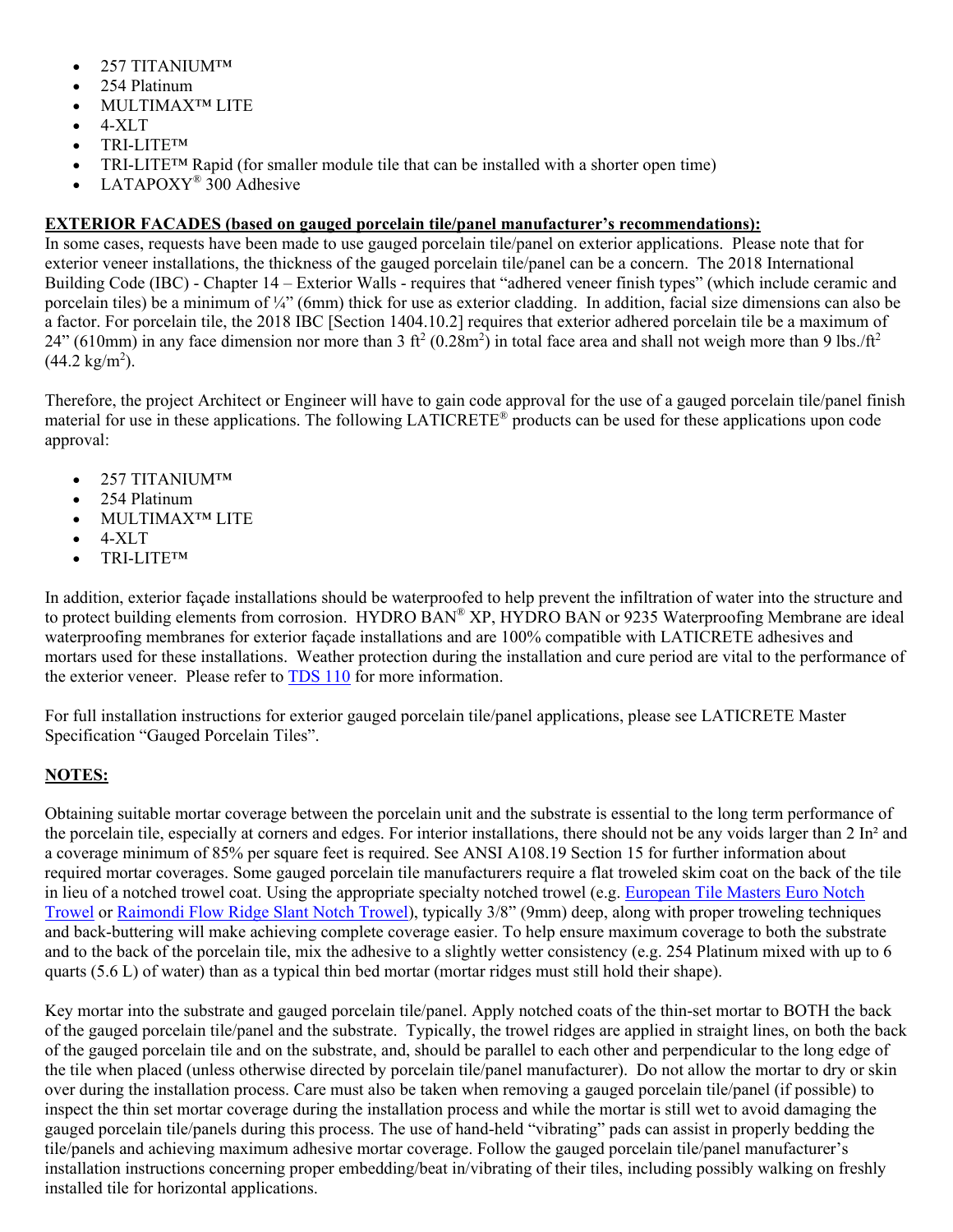- 257 TITANIUM™
- 254 Platinum
- MULTIMAX™ LITE
- 4-XLT
- TRI-LITE™
- TRI-LITE™ Rapid (for smaller module tile that can be installed with a shorter open time)
- LATAPOXY® 300 Adhesive

**EXTERIOR FACADES (based on gauged porcelain tile/panel manufacturer's recommendations):**

In some cases, requests have been made to use gauged porcelain tile/panel on exterior applications. Please note that for exterior veneer installations, the thickness of the gauged porcelain tile/panel can be a concern. The 2018 International Building Code (IBC) - Chapter 14 – Exterior Walls - requires that "adhered veneer finish types" (which include ceramic and porcelain tiles) be a minimum of ¼" (6mm) thick for use as exterior cladding. In addition, facial size dimensions can also be a factor. For porcelain tile, the 2018 IBC [Section 1404.10.2] requires that exterior adhered porcelain tile be a maximum of 24" (610mm) in any face dimension nor more than 3 $ft^2$ ($0.28m^2$) in total face area and shall not weigh more than 9 lbs./$ft^2$ ($44.2\ kg/m^2$).

Therefore, the project Architect or Engineer will have to gain code approval for the use of a gauged porcelain tile/panel finish material for use in these applications. The following LATICRETE® products can be used for these applications upon code approval:

- 257 TITANIUM™
- 254 Platinum
- MULTIMAX™ LITE
- 4-XLT
- TRI-LITE™

In addition, exterior façade installations should be waterproofed to help prevent the infiltration of water into the structure and to protect building elements from corrosion. HYDRO BAN® XP, HYDRO BAN or 9235 Waterproofing Membrane are ideal waterproofing membranes for exterior façade installations and are 100% compatible with LATICRETE adhesives and mortars used for these installations. Weather protection during the installation and cure period are vital to the performance of the exterior veneer. Please refer to TDS 110 for more information.

For full installation instructions for exterior gauged porcelain tile/panel applications, please see LATICRETE Master Specification "Gauged Porcelain Tiles".

**NOTES:**

Obtaining suitable mortar coverage between the porcelain unit and the substrate is essential to the long term performance of the porcelain tile, especially at corners and edges. For interior installations, there should not be any voids larger than 2 $In^2$ and a coverage minimum of 85% per square feet is required. See ANSI A108.19 Section 15 for further information about required mortar coverages. Some gauged porcelain tile manufacturers require a flat troweled skim coat on the back of the tile in lieu of a notched trowel coat. Using the appropriate specialty notched trowel (e.g. European Tile Masters Euro Notch Trowel or Raimondi Flow Ridge Slant Notch Trowel), typically 3/8" (9mm) deep, along with proper troweling techniques and back-buttering will make achieving complete coverage easier. To help ensure maximum coverage to both the substrate and to the back of the porcelain tile, mix the adhesive to a slightly wetter consistency (e.g. 254 Platinum mixed with up to 6 quarts (5.6 L) of water) than as a typical thin bed mortar (mortar ridges must still hold their shape).

Key mortar into the substrate and gauged porcelain tile/panel. Apply notched coats of the thin-set mortar to BOTH the back of the gauged porcelain tile/panel and the substrate. Typically, the trowel ridges are applied in straight lines, on both the back of the gauged porcelain tile and on the substrate, and, should be parallel to each other and perpendicular to the long edge of the tile when placed (unless otherwise directed by porcelain tile/panel manufacturer). Do not allow the mortar to dry or skin over during the installation process. Care must also be taken when removing a gauged porcelain tile/panel (if possible) to inspect the thin set mortar coverage during the installation process and while the mortar is still wet to avoid damaging the gauged porcelain tile/panels during this process. The use of hand-held "vibrating" pads can assist in properly bedding the tile/panels and achieving maximum adhesive mortar coverage. Follow the gauged porcelain tile/panel manufacturer's installation instructions concerning proper embedding/beat in/vibrating of their tiles, including possibly walking on freshly installed tile for horizontal applications.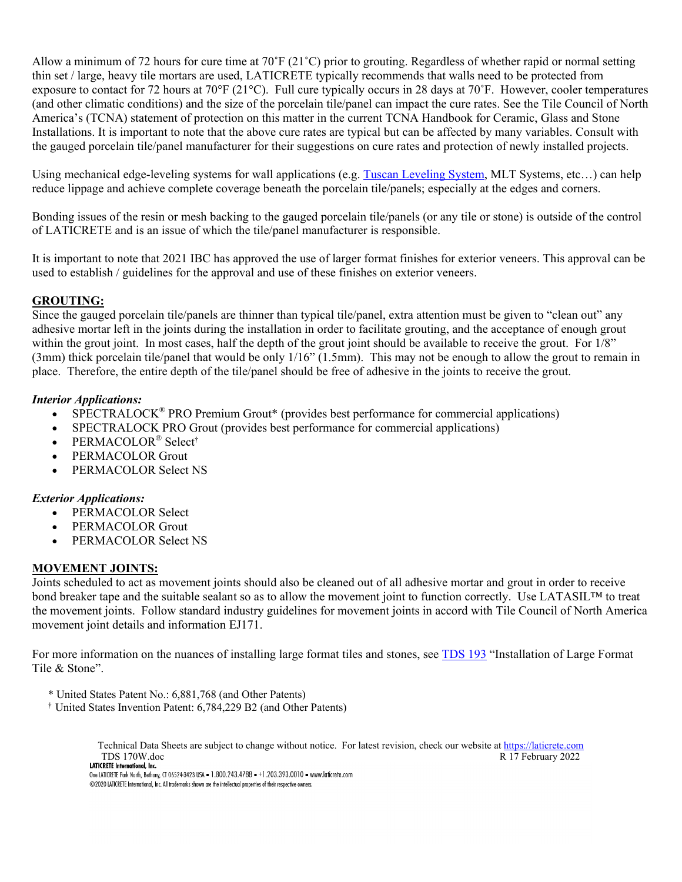Allow a minimum of 72 hours for cure time at 70˚F (21˚C) prior to grouting. Regardless of whether rapid or normal setting thin set / large, heavy tile mortars are used, LATICRETE typically recommends that walls need to be protected from exposure to contact for 72 hours at 70°F (21°C). Full cure typically occurs in 28 days at 70˚F. However, cooler temperatures (and other climatic conditions) and the size of the porcelain tile/panel can impact the cure rates. See the Tile Council of North America's (TCNA) statement of protection on this matter in the current TCNA Handbook for Ceramic, Glass and Stone Installations. It is important to note that the above cure rates are typical but can be affected by many variables. Consult with the gauged porcelain tile/panel manufacturer for their suggestions on cure rates and protection of newly installed projects.

Using mechanical edge-leveling systems for wall applications (e.g. Tuscan Leveling System, MLT Systems, etc…) can help reduce lippage and achieve complete coverage beneath the porcelain tile/panels; especially at the edges and corners.

Bonding issues of the resin or mesh backing to the gauged porcelain tile/panels (or any tile or stone) is outside of the control of LATICRETE and is an issue of which the tile/panel manufacturer is responsible.

It is important to note that 2021 IBC has approved the use of larger format finishes for exterior veneers. This approval can be used to establish / guidelines for the approval and use of these finishes on exterior veneers.

**GROUTING:**

Since the gauged porcelain tile/panels are thinner than typical tile/panel, extra attention must be given to "clean out" any adhesive mortar left in the joints during the installation in order to facilitate grouting, and the acceptance of enough grout within the grout joint. In most cases, half the depth of the grout joint should be available to receive the grout. For 1/8" (3mm) thick porcelain tile/panel that would be only 1/16" (1.5mm). This may not be enough to allow the grout to remain in place. Therefore, the entire depth of the tile/panel should be free of adhesive in the joints to receive the grout.

***Interior Applications:***

- SPECTRALOCK® PRO Premium Grout* (provides best performance for commercial applications)
- SPECTRALOCK PRO Grout (provides best performance for commercial applications)
- PERMACOLOR® Select†
- PERMACOLOR Grout
- PERMACOLOR Select NS

***Exterior Applications:***

- PERMACOLOR Select
- PERMACOLOR Grout
- PERMACOLOR Select NS

**MOVEMENT JOINTS:**

Joints scheduled to act as movement joints should also be cleaned out of all adhesive mortar and grout in order to receive bond breaker tape and the suitable sealant so as to allow the movement joint to function correctly. Use LATASIL™ to treat the movement joints. Follow standard industry guidelines for movement joints in accord with Tile Council of North America movement joint details and information EJ171.

For more information on the nuances of installing large format tiles and stones, see TDS 193 "Installation of Large Format Tile & Stone".

\* United States Patent No.: 6,881,768 (and Other Patents)

† United States Invention Patent: 6,784,229 B2 (and Other Patents)

Technical Data Sheets are subject to change without notice. For latest revision, check our website at https://laticrete.com

TDS 170W.doc R 17 February 2022

LATICRETE International, Inc.

One LATICRETE Park North, Bethany, CT 06524-3423 USA ▪ 1.800.243.4788 ▪ +1.203.393.0010 ▪ www.laticrete.com

©2020 LATICRETE International, Inc. All trademarks shown are the intellectual properties of their respective owners.